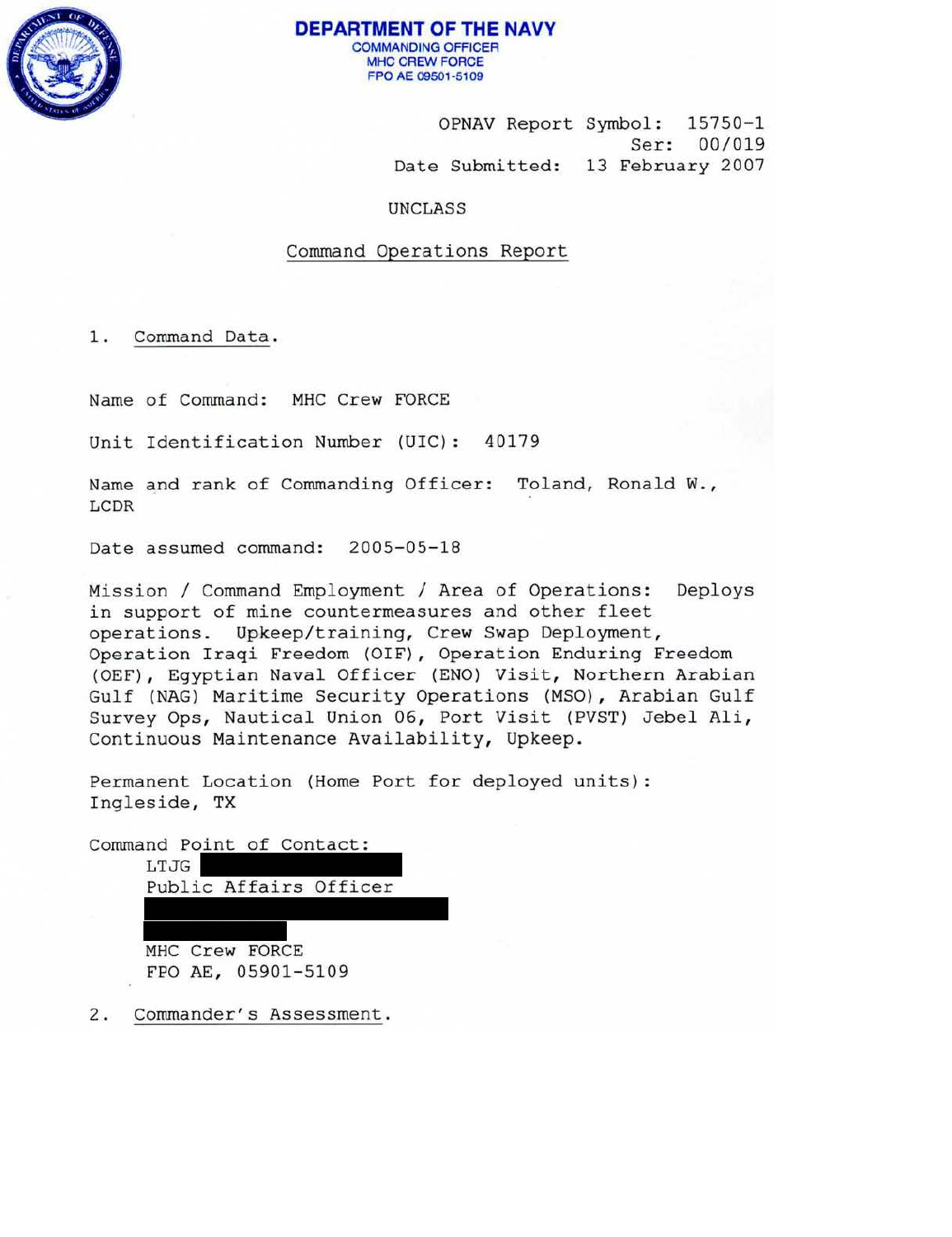**DEPARTMENT OF THE NAVY**
COMMANDING OFFICER
MHC CREW FORCE
FPO AE 09501-5109

OPNAV Report Symbol: 15750-1
Ser: 00/019
Date Submitted: 13 February 2007

UNCLASS

Command Operations Report

1. Command Data.

Name of Command: MHC Crew FORCE

Unit Identification Number (UIC): 40179

Name and rank of Commanding Officer: Toland, Ronald W., LCDR

Date assumed command: 2005-05-18

Mission / Command Employment / Area of Operations: Deploys in support of mine countermeasures and other fleet operations. Upkeep/training, Crew Swap Deployment, Operation Iraqi Freedom (OIF), Operation Enduring Freedom (OEF), Egyptian Naval Officer (ENO) Visit, Northern Arabian Gulf (NAG) Maritime Security Operations (MSO), Arabian Gulf Survey Ops, Nautical Union 06, Port Visit (PVST) Jebel Ali, Continuous Maintenance Availability, Upkeep.

Permanent Location (Home Port for deployed units): Ingleside, TX

Command Point of Contact:
LTJG
Public Affairs Officer
MHC Crew FORCE
FPO AE, 05901-5109

2. Commander's Assessment.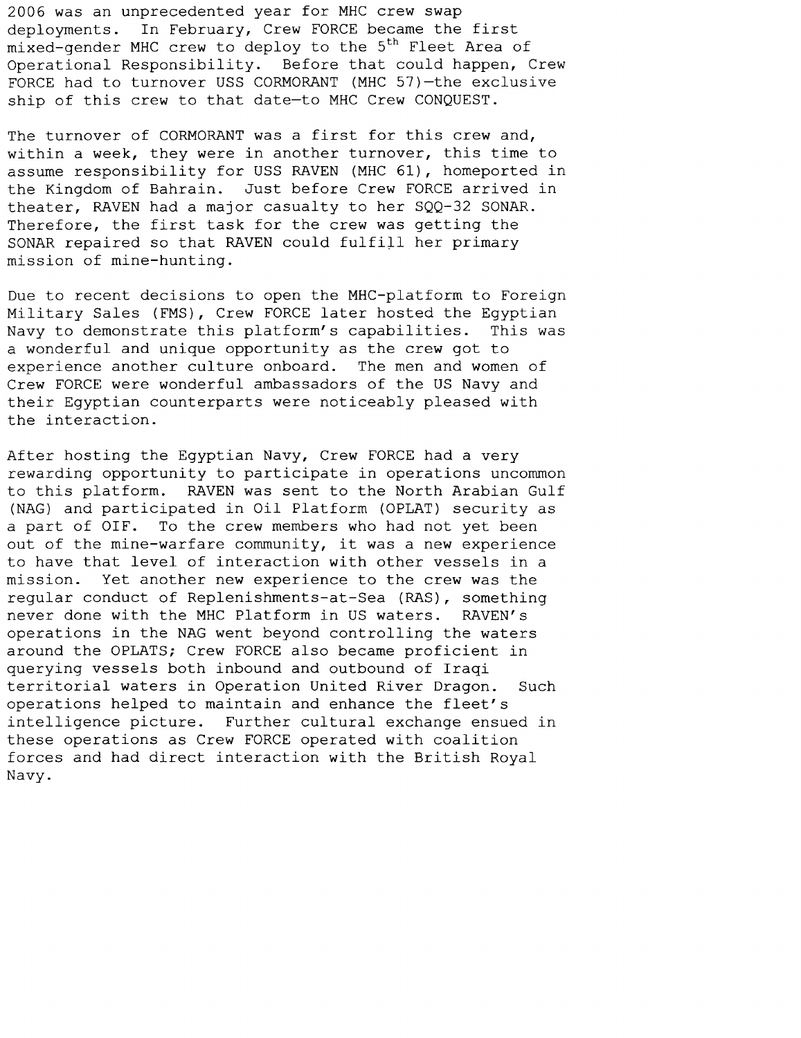2006 was an unprecedented year for MHC crew swap deployments. In February, Crew FORCE became the first mixed-gender MHC crew to deploy to the 5th Fleet Area of Operational Responsibility. Before that could happen, Crew FORCE had to turnover USS CORMORANT (MHC 57)—the exclusive ship of this crew to that date—to MHC Crew CONQUEST.

The turnover of CORMORANT was a first for this crew and, within a week, they were in another turnover, this time to assume responsibility for USS RAVEN (MHC 61), homeported in the Kingdom of Bahrain. Just before Crew FORCE arrived in theater, RAVEN had a major casualty to her SQQ-32 SONAR. Therefore, the first task for the crew was getting the SONAR repaired so that RAVEN could fulfill her primary mission of mine-hunting.

Due to recent decisions to open the MHC-platform to Foreign Military Sales (FMS), Crew FORCE later hosted the Egyptian Navy to demonstrate this platform's capabilities. This was a wonderful and unique opportunity as the crew got to experience another culture onboard. The men and women of Crew FORCE were wonderful ambassadors of the US Navy and their Egyptian counterparts were noticeably pleased with the interaction.

After hosting the Egyptian Navy, Crew FORCE had a very rewarding opportunity to participate in operations uncommon to this platform. RAVEN was sent to the North Arabian Gulf (NAG) and participated in Oil Platform (OPLAT) security as a part of OIF. To the crew members who had not yet been out of the mine-warfare community, it was a new experience to have that level of interaction with other vessels in a mission. Yet another new experience to the crew was the regular conduct of Replenishments-at-Sea (RAS), something never done with the MHC Platform in US waters. RAVEN's operations in the NAG went beyond controlling the waters around the OPLATS; Crew FORCE also became proficient in querying vessels both inbound and outbound of Iraqi territorial waters in Operation United River Dragon. Such operations helped to maintain and enhance the fleet's intelligence picture. Further cultural exchange ensued in these operations as Crew FORCE operated with coalition forces and had direct interaction with the British Royal Navy.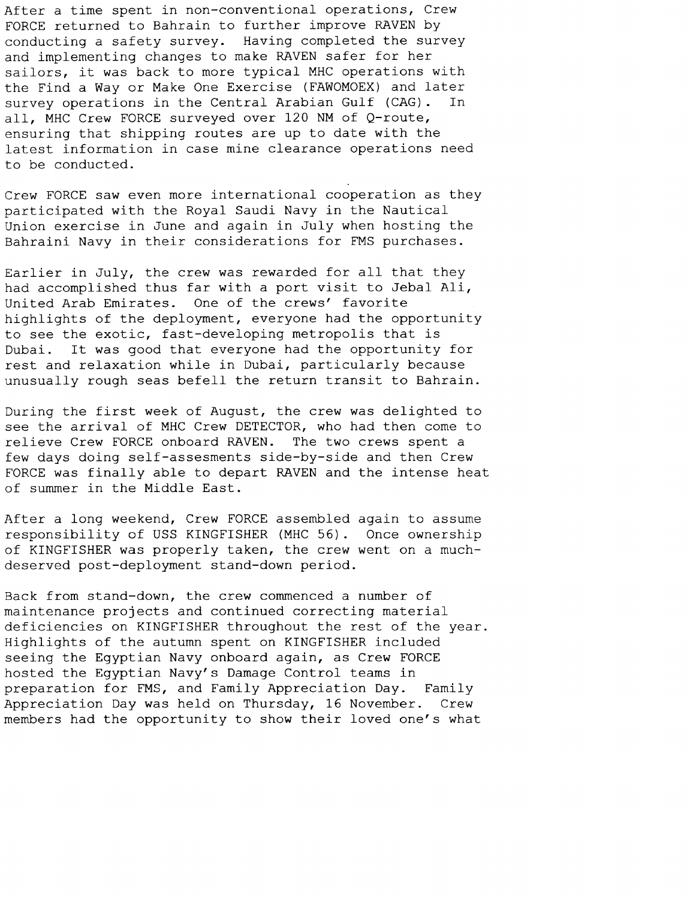After a time spent in non-conventional operations, Crew FORCE returned to Bahrain to further improve RAVEN by conducting a safety survey. Having completed the survey and implementing changes to make RAVEN safer for her sailors, it was back to more typical MHC operations with the Find a Way or Make One Exercise (FAWOMOEX) and later survey operations in the Central Arabian Gulf (CAG). In all, MHC Crew FORCE surveyed over 120 NM of Q-route, ensuring that shipping routes are up to date with the latest information in case mine clearance operations need to be conducted.

Crew FORCE saw even more international cooperation as they participated with the Royal Saudi Navy in the Nautical Union exercise in June and again in July when hosting the Bahraini Navy in their considerations for FMS purchases.

Earlier in July, the crew was rewarded for all that they had accomplished thus far with a port visit to Jebal Ali, United Arab Emirates. One of the crews' favorite highlights of the deployment, everyone had the opportunity to see the exotic, fast-developing metropolis that is Dubai. It was good that everyone had the opportunity for rest and relaxation while in Dubai, particularly because unusually rough seas befell the return transit to Bahrain.

During the first week of August, the crew was delighted to see the arrival of MHC Crew DETECTOR, who had then come to relieve Crew FORCE onboard RAVEN. The two crews spent a few days doing self-assesments side-by-side and then Crew FORCE was finally able to depart RAVEN and the intense heat of summer in the Middle East.

After a long weekend, Crew FORCE assembled again to assume responsibility of USS KINGFISHER (MHC 56). Once ownership of KINGFISHER was properly taken, the crew went on a much-deserved post-deployment stand-down period.

Back from stand-down, the crew commenced a number of maintenance projects and continued correcting material deficiencies on KINGFISHER throughout the rest of the year. Highlights of the autumn spent on KINGFISHER included seeing the Egyptian Navy onboard again, as Crew FORCE hosted the Egyptian Navy's Damage Control teams in preparation for FMS, and Family Appreciation Day. Family Appreciation Day was held on Thursday, 16 November. Crew members had the opportunity to show their loved one's what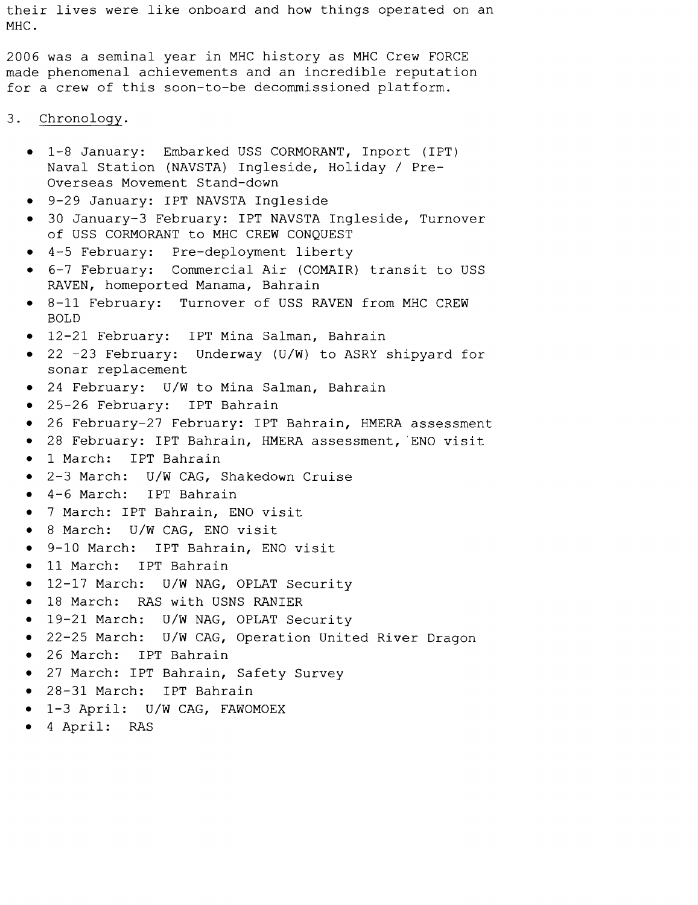their lives were like onboard and how things operated on an MHC.

2006 was a seminal year in MHC history as MHC Crew FORCE made phenomenal achievements and an incredible reputation for a crew of this soon-to-be decommissioned platform.

3. Chronology.

- 1-8 January: Embarked USS CORMORANT, Inport (IPT) Naval Station (NAVSTA) Ingleside, Holiday / Pre-Overseas Movement Stand-down
- 9-29 January: IPT NAVSTA Ingleside
- 30 January-3 February: IPT NAVSTA Ingleside, Turnover of USS CORMORANT to MHC CREW CONQUEST
- 4-5 February: Pre-deployment liberty
- 6-7 February: Commercial Air (COMAIR) transit to USS RAVEN, homeported Manama, Bahrain
- 8-11 February: Turnover of USS RAVEN from MHC CREW BOLD
- 12-21 February: IPT Mina Salman, Bahrain
- 22 -23 February: Underway (U/W) to ASRY shipyard for sonar replacement
- 24 February: U/W to Mina Salman, Bahrain
- 25-26 February: IPT Bahrain
- 26 February-27 February: IPT Bahrain, HMERA assessment
- 28 February: IPT Bahrain, HMERA assessment, ENO visit
- 1 March: IPT Bahrain
- 2-3 March: U/W CAG, Shakedown Cruise
- 4-6 March: IPT Bahrain
- 7 March: IPT Bahrain, ENO visit
- 8 March: U/W CAG, ENO visit
- 9-10 March: IPT Bahrain, ENO visit
- 11 March: IPT Bahrain
- 12-17 March: U/W NAG, OPLAT Security
- 18 March: RAS with USNS RANIER
- 19-21 March: U/W NAG, OPLAT Security
- 22-25 March: U/W CAG, Operation United River Dragon
- 26 March: IPT Bahrain
- 27 March: IPT Bahrain, Safety Survey
- 28-31 March: IPT Bahrain
- 1-3 April: U/W CAG, FAWOMOEX
- 4 April: RAS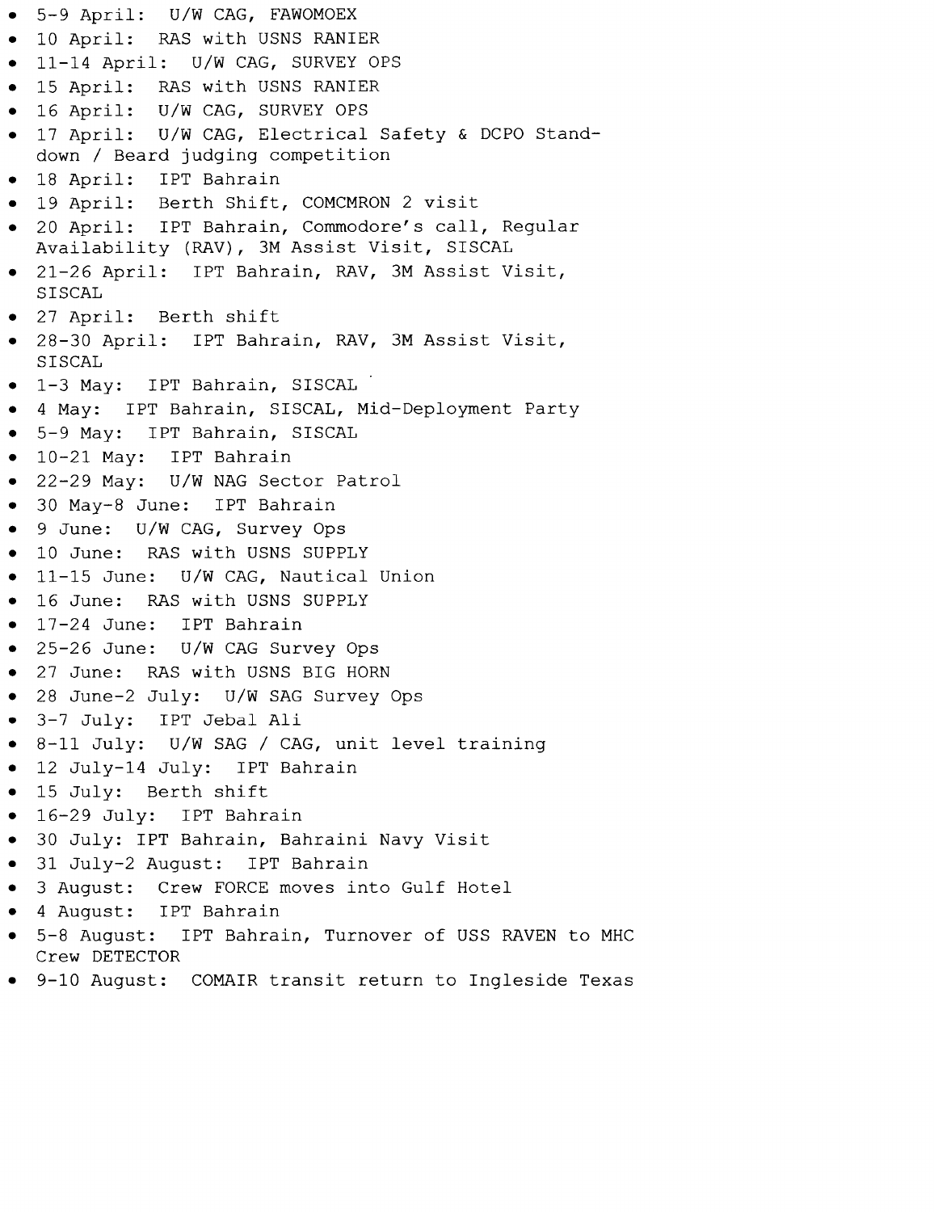- 5-9 April: U/W CAG, FAWOMOEX
- 10 April: RAS with USNS RANIER
- 11-14 April: U/W CAG, SURVEY OPS
- 15 April: RAS with USNS RANIER
- 16 April: U/W CAG, SURVEY OPS
- 17 April: U/W CAG, Electrical Safety & DCPO Stand-down / Beard judging competition
- 18 April: IPT Bahrain
- 19 April: Berth Shift, COMCMRON 2 visit
- 20 April: IPT Bahrain, Commodore's call, Regular Availability (RAV), 3M Assist Visit, SISCAL
- 21-26 April: IPT Bahrain, RAV, 3M Assist Visit, SISCAL
- 27 April: Berth shift
- 28-30 April: IPT Bahrain, RAV, 3M Assist Visit, SISCAL
- 1-3 May: IPT Bahrain, SISCAL
- 4 May: IPT Bahrain, SISCAL, Mid-Deployment Party
- 5-9 May: IPT Bahrain, SISCAL
- 10-21 May: IPT Bahrain
- 22-29 May: U/W NAG Sector Patrol
- 30 May-8 June: IPT Bahrain
- 9 June: U/W CAG, Survey Ops
- 10 June: RAS with USNS SUPPLY
- 11-15 June: U/W CAG, Nautical Union
- 16 June: RAS with USNS SUPPLY
- 17-24 June: IPT Bahrain
- 25-26 June: U/W CAG Survey Ops
- 27 June: RAS with USNS BIG HORN
- 28 June-2 July: U/W SAG Survey Ops
- 3-7 July: IPT Jebal Ali
- 8-11 July: U/W SAG / CAG, unit level training
- 12 July-14 July: IPT Bahrain
- 15 July: Berth shift
- 16-29 July: IPT Bahrain
- 30 July: IPT Bahrain, Bahraini Navy Visit
- 31 July-2 August: IPT Bahrain
- 3 August: Crew FORCE moves into Gulf Hotel
- 4 August: IPT Bahrain
- 5-8 August: IPT Bahrain, Turnover of USS RAVEN to MHC Crew DETECTOR
- 9-10 August: COMAIR transit return to Ingleside Texas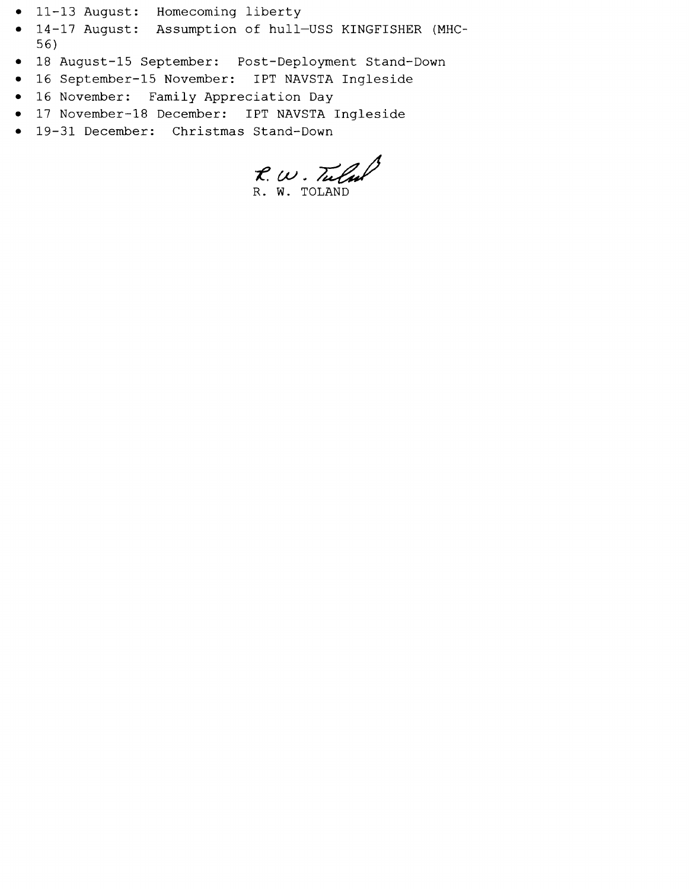- 11-13 August: Homecoming liberty
- 14-17 August: Assumption of hull—USS KINGFISHER (MHC-56)
- 18 August-15 September: Post-Deployment Stand-Down
- 16 September-15 November: IPT NAVSTA Ingleside
- 16 November: Family Appreciation Day
- 17 November-18 December: IPT NAVSTA Ingleside
- 19-31 December: Christmas Stand-Down

R. W. Toland

R. W. TOLAND